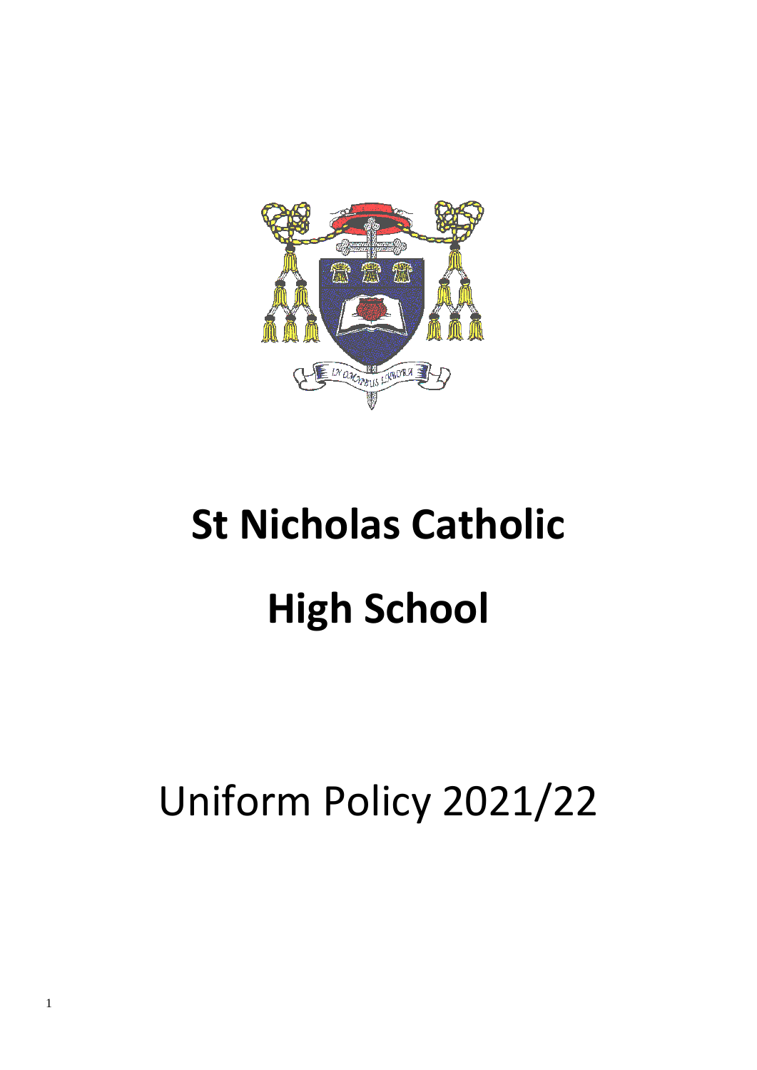# St Nicholas Catholic High School

Uniform Policy 2021/22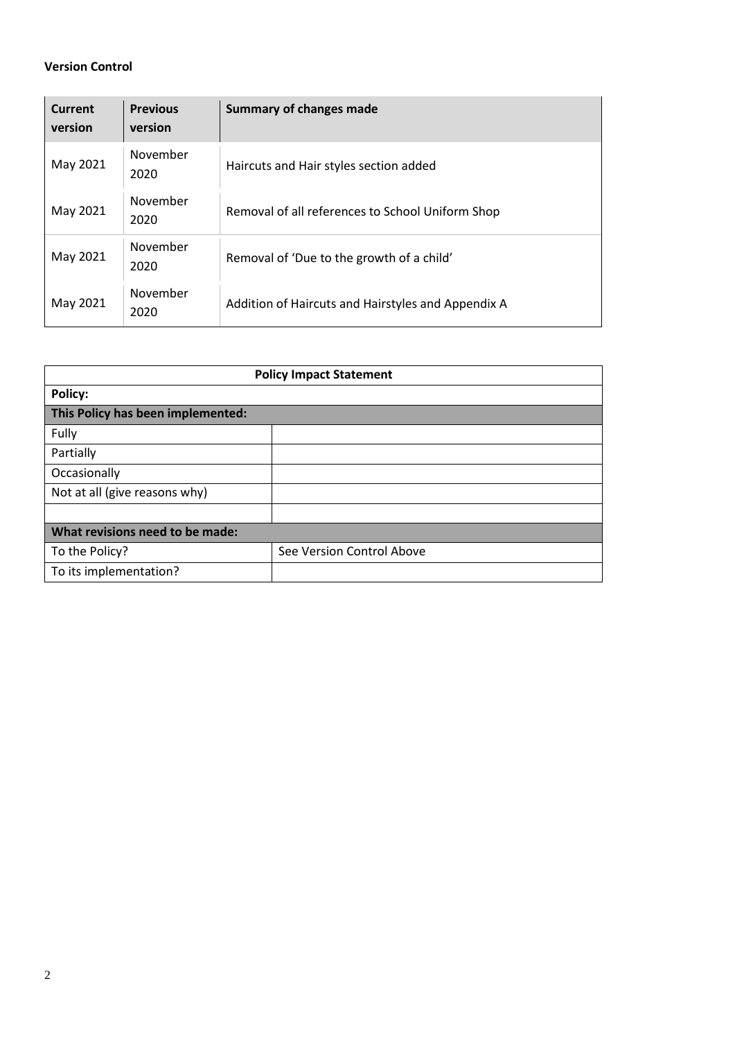**Version Control**

| Current version | Previous version | Summary of changes made |
| --- | --- | --- |
| May 2021 | November 2020 | Haircuts and Hair styles section added |
| May 2021 | November 2020 | Removal of all references to School Uniform Shop |
| May 2021 | November 2020 | Removal of 'Due to the growth of a child' |
| May 2021 | November 2020 | Addition of Haircuts and Hairstyles and Appendix A |

| Policy Impact Statement | |
| --- | --- |
| **Policy:** | |
| **This Policy has been implemented:** | |
| Fully | |
| Partially | |
| Occasionally | |
| Not at all (give reasons why) | |
| | |
| **What revisions need to be made:** | |
| To the Policy? | See Version Control Above |
| To its implementation? | |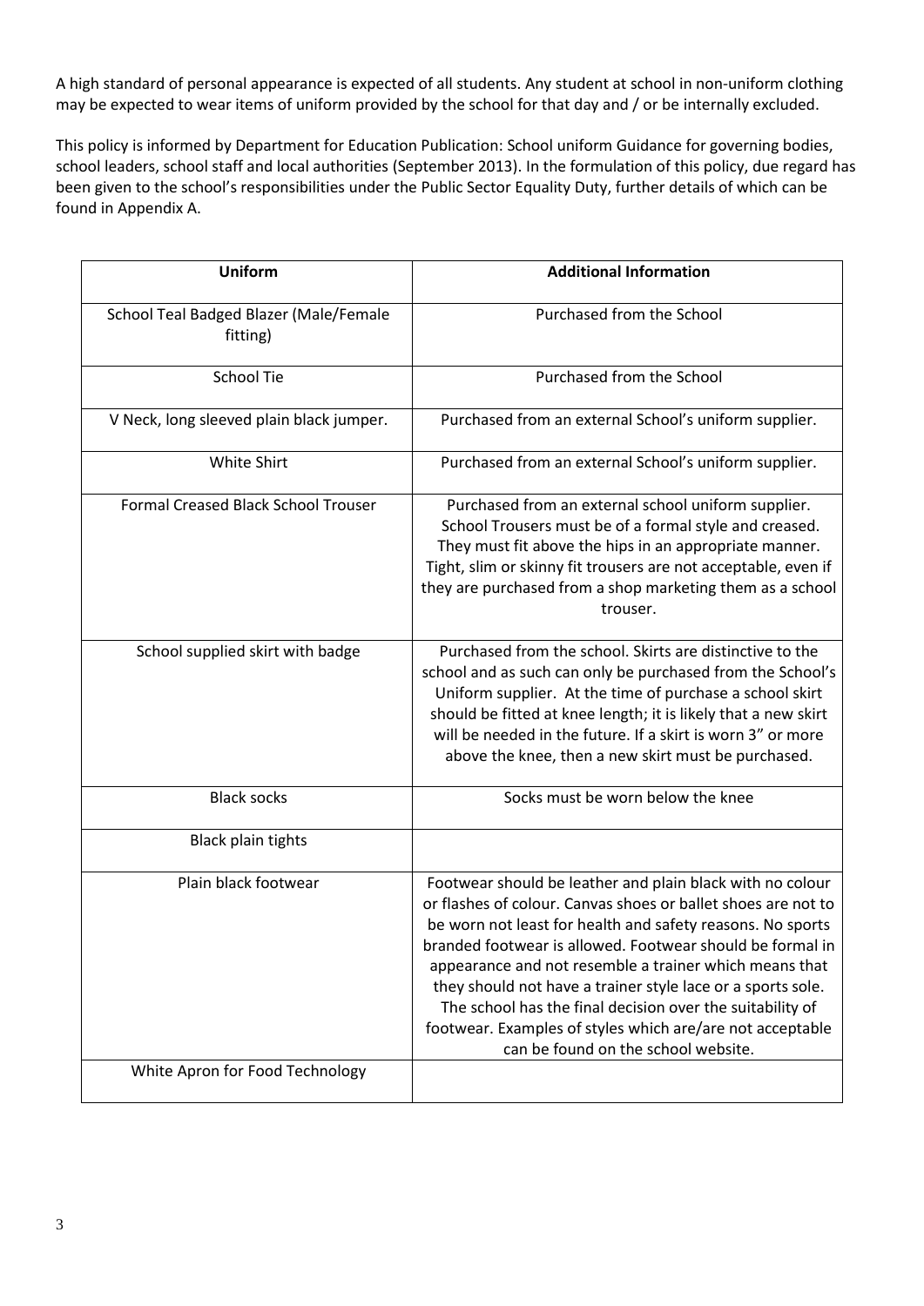A high standard of personal appearance is expected of all students. Any student at school in non-uniform clothing may be expected to wear items of uniform provided by the school for that day and / or be internally excluded.

This policy is informed by Department for Education Publication: School uniform Guidance for governing bodies, school leaders, school staff and local authorities (September 2013). In the formulation of this policy, due regard has been given to the school's responsibilities under the Public Sector Equality Duty, further details of which can be found in Appendix A.

| Uniform | Additional Information |
|---|---|
| School Teal Badged Blazer (Male/Female fitting) | Purchased from the School |
| School Tie | Purchased from the School |
| V Neck, long sleeved plain black jumper. | Purchased from an external School's uniform supplier. |
| White Shirt | Purchased from an external School's uniform supplier. |
| Formal Creased Black School Trouser | Purchased from an external school uniform supplier. School Trousers must be of a formal style and creased. They must fit above the hips in an appropriate manner. Tight, slim or skinny fit trousers are not acceptable, even if they are purchased from a shop marketing them as a school trouser. |
| School supplied skirt with badge | Purchased from the school. Skirts are distinctive to the school and as such can only be purchased from the School's Uniform supplier. At the time of purchase a school skirt should be fitted at knee length; it is likely that a new skirt will be needed in the future. If a skirt is worn 3" or more above the knee, then a new skirt must be purchased. |
| Black socks | Socks must be worn below the knee |
| Black plain tights | |
| Plain black footwear | Footwear should be leather and plain black with no colour or flashes of colour. Canvas shoes or ballet shoes are not to be worn not least for health and safety reasons. No sports branded footwear is allowed. Footwear should be formal in appearance and not resemble a trainer which means that they should not have a trainer style lace or a sports sole. The school has the final decision over the suitability of footwear. Examples of styles which are/are not acceptable can be found on the school website. |
| White Apron for Food Technology | |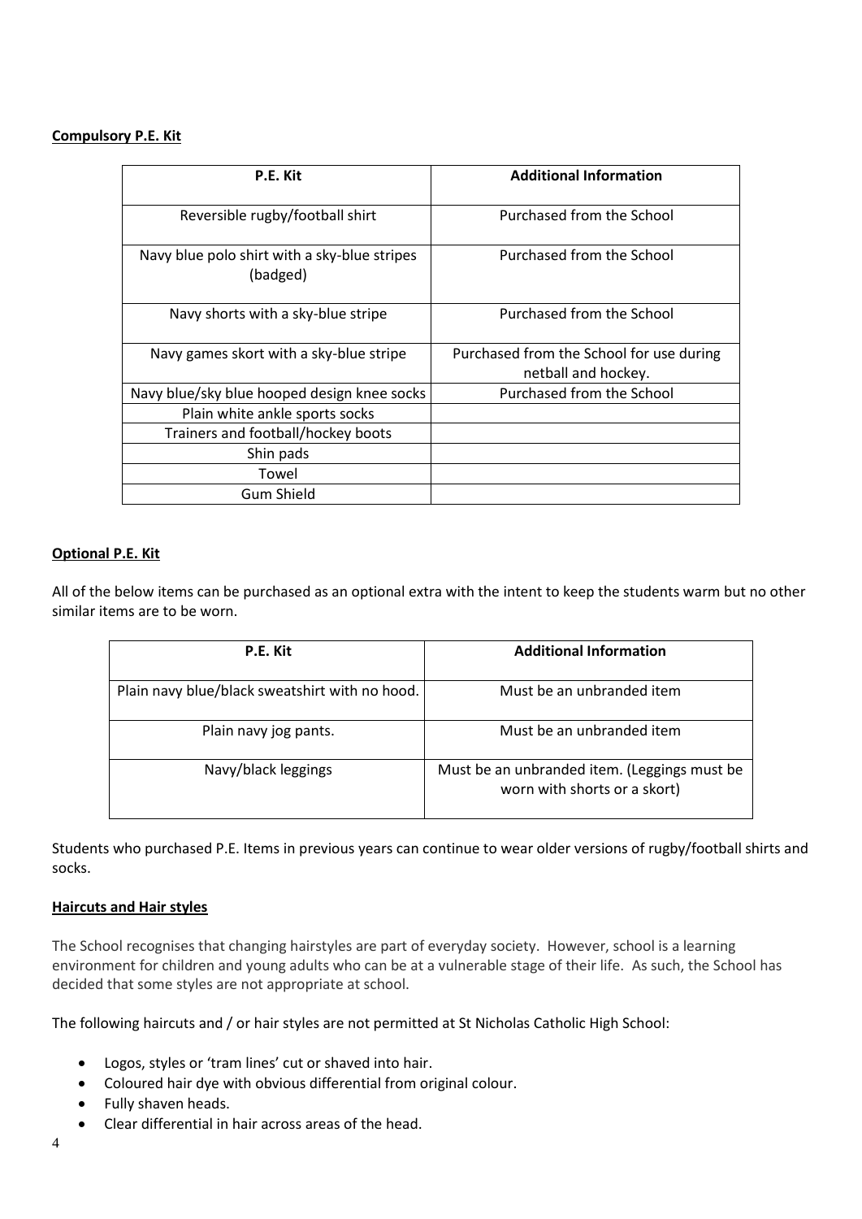**Compulsory P.E. Kit**

| P.E. Kit | Additional Information |
| --- | --- |
| Reversible rugby/football shirt | Purchased from the School |
| Navy blue polo shirt with a sky-blue stripes (badged) | Purchased from the School |
| Navy shorts with a sky-blue stripe | Purchased from the School |
| Navy games skort with a sky-blue stripe | Purchased from the School for use during netball and hockey. |
| Navy blue/sky blue hooped design knee socks | Purchased from the School |
| Plain white ankle sports socks | |
| Trainers and football/hockey boots | |
| Shin pads | |
| Towel | |
| Gum Shield | |

**Optional P.E. Kit**

All of the below items can be purchased as an optional extra with the intent to keep the students warm but no other similar items are to be worn.

| P.E. Kit | Additional Information |
| --- | --- |
| Plain navy blue/black sweatshirt with no hood. | Must be an unbranded item |
| Plain navy jog pants. | Must be an unbranded item |
| Navy/black leggings | Must be an unbranded item. (Leggings must be worn with shorts or a skort) |

Students who purchased P.E. Items in previous years can continue to wear older versions of rugby/football shirts and socks.

**Haircuts and Hair styles**

The School recognises that changing hairstyles are part of everyday society. However, school is a learning environment for children and young adults who can be at a vulnerable stage of their life. As such, the School has decided that some styles are not appropriate at school.

The following haircuts and / or hair styles are not permitted at St Nicholas Catholic High School:

- Logos, styles or 'tram lines' cut or shaved into hair.
- Coloured hair dye with obvious differential from original colour.
- Fully shaven heads.
- Clear differential in hair across areas of the head.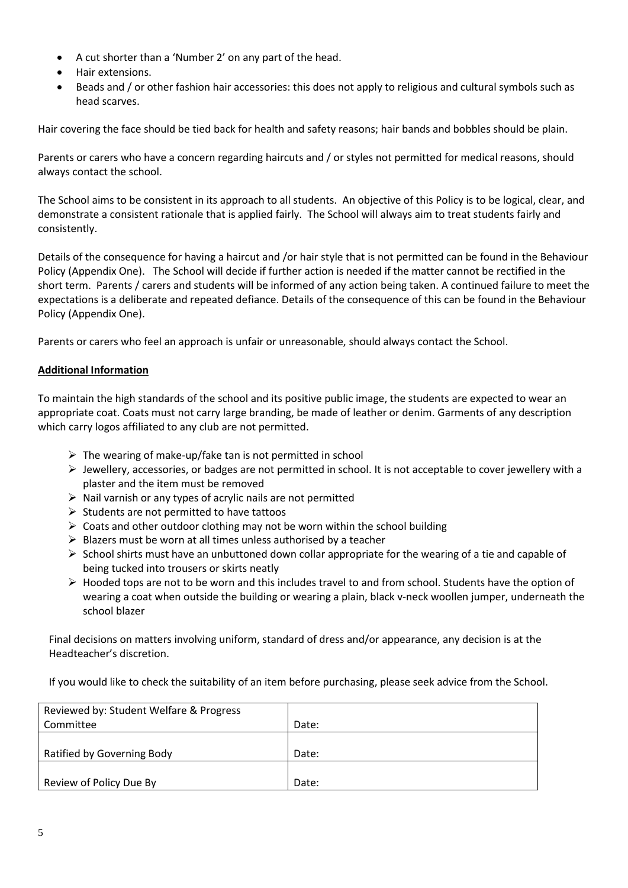- A cut shorter than a 'Number 2' on any part of the head.
- Hair extensions.
- Beads and / or other fashion hair accessories: this does not apply to religious and cultural symbols such as head scarves.

Hair covering the face should be tied back for health and safety reasons; hair bands and bobbles should be plain.

Parents or carers who have a concern regarding haircuts and / or styles not permitted for medical reasons, should always contact the school.

The School aims to be consistent in its approach to all students. An objective of this Policy is to be logical, clear, and demonstrate a consistent rationale that is applied fairly. The School will always aim to treat students fairly and consistently.

Details of the consequence for having a haircut and /or hair style that is not permitted can be found in the Behaviour Policy (Appendix One). The School will decide if further action is needed if the matter cannot be rectified in the short term. Parents / carers and students will be informed of any action being taken. A continued failure to meet the expectations is a deliberate and repeated defiance. Details of the consequence of this can be found in the Behaviour Policy (Appendix One).

Parents or carers who feel an approach is unfair or unreasonable, should always contact the School.

**Additional Information**

To maintain the high standards of the school and its positive public image, the students are expected to wear an appropriate coat. Coats must not carry large branding, be made of leather or denim. Garments of any description which carry logos affiliated to any club are not permitted.

- The wearing of make-up/fake tan is not permitted in school
- Jewellery, accessories, or badges are not permitted in school. It is not acceptable to cover jewellery with a plaster and the item must be removed
- Nail varnish or any types of acrylic nails are not permitted
- Students are not permitted to have tattoos
- Coats and other outdoor clothing may not be worn within the school building
- Blazers must be worn at all times unless authorised by a teacher
- School shirts must have an unbuttoned down collar appropriate for the wearing of a tie and capable of being tucked into trousers or skirts neatly
- Hooded tops are not to be worn and this includes travel to and from school. Students have the option of wearing a coat when outside the building or wearing a plain, black v-neck woollen jumper, underneath the school blazer

Final decisions on matters involving uniform, standard of dress and/or appearance, any decision is at the Headteacher's discretion.

If you would like to check the suitability of an item before purchasing, please seek advice from the School.

| Reviewed by: Student Welfare & Progress Committee | Date: |
| --- | --- |
| Ratified by Governing Body | Date: |
| Review of Policy Due By | Date: |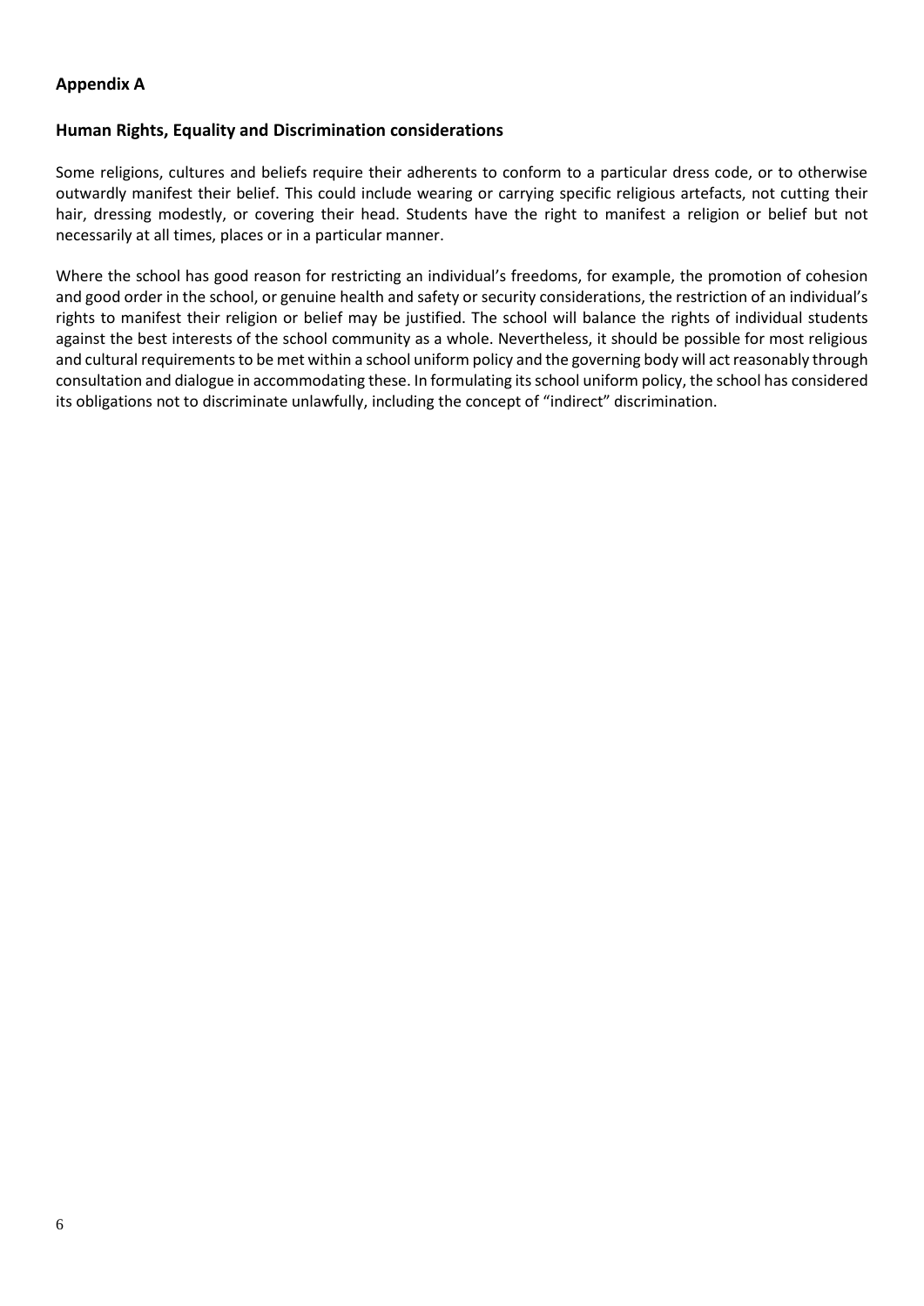**Appendix A**

**Human Rights, Equality and Discrimination considerations**

Some religions, cultures and beliefs require their adherents to conform to a particular dress code, or to otherwise outwardly manifest their belief. This could include wearing or carrying specific religious artefacts, not cutting their hair, dressing modestly, or covering their head. Students have the right to manifest a religion or belief but not necessarily at all times, places or in a particular manner.

Where the school has good reason for restricting an individual's freedoms, for example, the promotion of cohesion and good order in the school, or genuine health and safety or security considerations, the restriction of an individual's rights to manifest their religion or belief may be justified. The school will balance the rights of individual students against the best interests of the school community as a whole. Nevertheless, it should be possible for most religious and cultural requirements to be met within a school uniform policy and the governing body will act reasonably through consultation and dialogue in accommodating these. In formulating its school uniform policy, the school has considered its obligations not to discriminate unlawfully, including the concept of "indirect" discrimination.